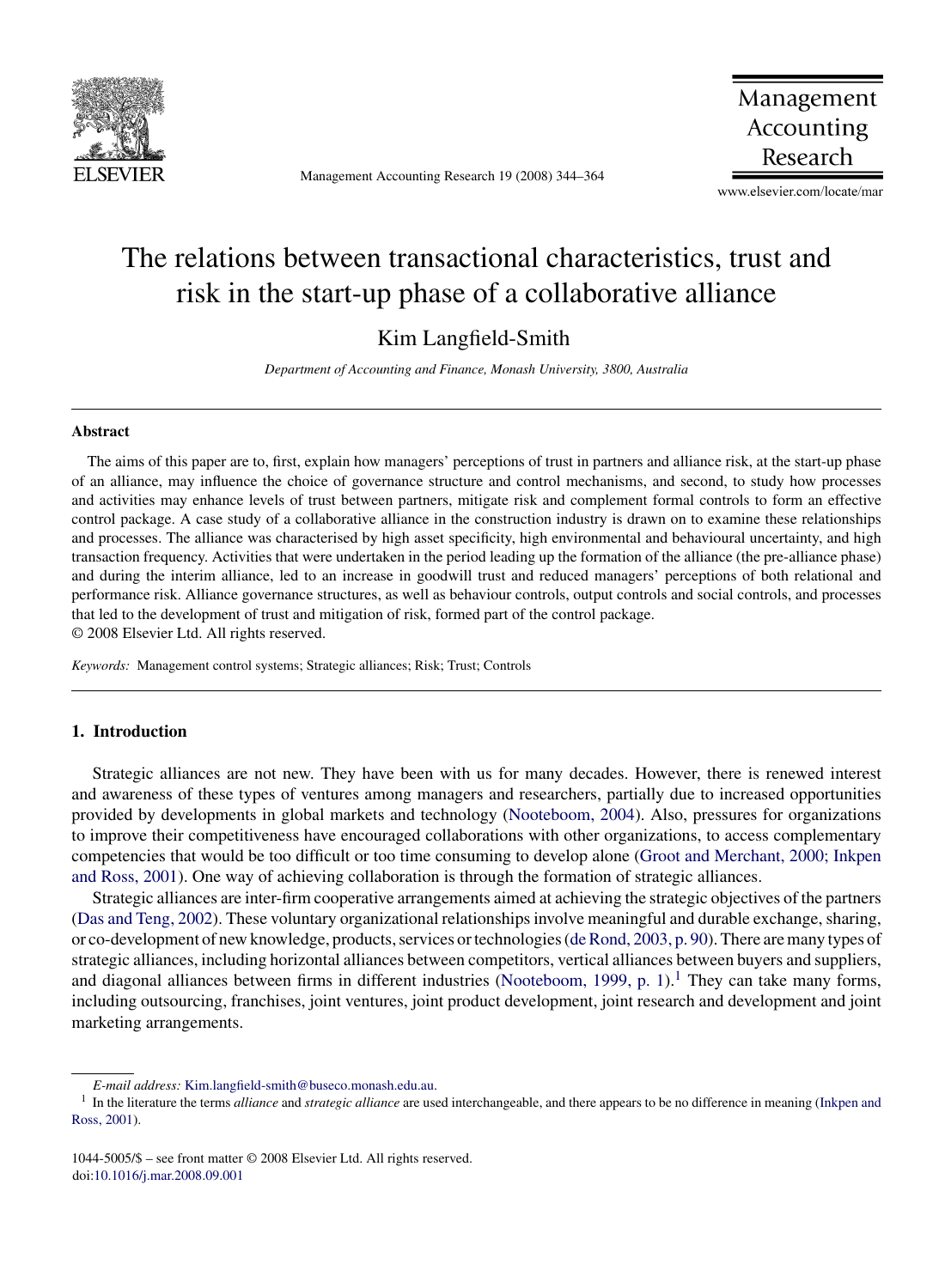# The relations between transactional characteristics, trust and risk in the start-up phase of a collaborative alliance

Kim Langfield-Smith

*Department of Accounting and Finance, Monash University, 3800, Australia*

---

### Abstract

The aims of this paper are to, first, explain how managers' perceptions of trust in partners and alliance risk, at the start-up phase of an alliance, may influence the choice of governance structure and control mechanisms, and second, to study how processes and activities may enhance levels of trust between partners, mitigate risk and complement formal controls to form an effective control package. A case study of a collaborative alliance in the construction industry is drawn on to examine these relationships and processes. The alliance was characterised by high asset specificity, high environmental and behavioural uncertainty, and high transaction frequency. Activities that were undertaken in the period leading up the formation of the alliance (the pre-alliance phase) and during the interim alliance, led to an increase in goodwill trust and reduced managers' perceptions of both relational and performance risk. Alliance governance structures, as well as behaviour controls, output controls and social controls, and processes that led to the development of trust and mitigation of risk, formed part of the control package.

© 2008 Elsevier Ltd. All rights reserved.

*Keywords:* Management control systems; Strategic alliances; Risk; Trust; Controls

---

## 1. Introduction

Strategic alliances are not new. They have been with us for many decades. However, there is renewed interest and awareness of these types of ventures among managers and researchers, partially due to increased opportunities provided by developments in global markets and technology (Nooteboom, 2004). Also, pressures for organizations to improve their competitiveness have encouraged collaborations with other organizations, to access complementary competencies that would be too difficult or too time consuming to develop alone (Groot and Merchant, 2000; Inkpen and Ross, 2001). One way of achieving collaboration is through the formation of strategic alliances.

Strategic alliances are inter-firm cooperative arrangements aimed at achieving the strategic objectives of the partners (Das and Teng, 2002). These voluntary organizational relationships involve meaningful and durable exchange, sharing, or co-development of new knowledge, products, services or technologies (de Rond, 2003, p. 90). There are many types of strategic alliances, including horizontal alliances between competitors, vertical alliances between buyers and suppliers, and diagonal alliances between firms in different industries (Nooteboom, 1999, p. 1).[1] They can take many forms, including outsourcing, franchises, joint ventures, joint product development, joint research and development and joint marketing arrangements.

---

*E-mail address:* Kim.langfield-smith@buseco.monash.edu.au.

[1] In the literature the terms *alliance* and *strategic alliance* are used interchangeable, and there appears to be no difference in meaning (Inkpen and Ross, 2001).

1044-5005/$ – see front matter © 2008 Elsevier Ltd. All rights reserved.
doi:10.1016/j.mar.2008.09.001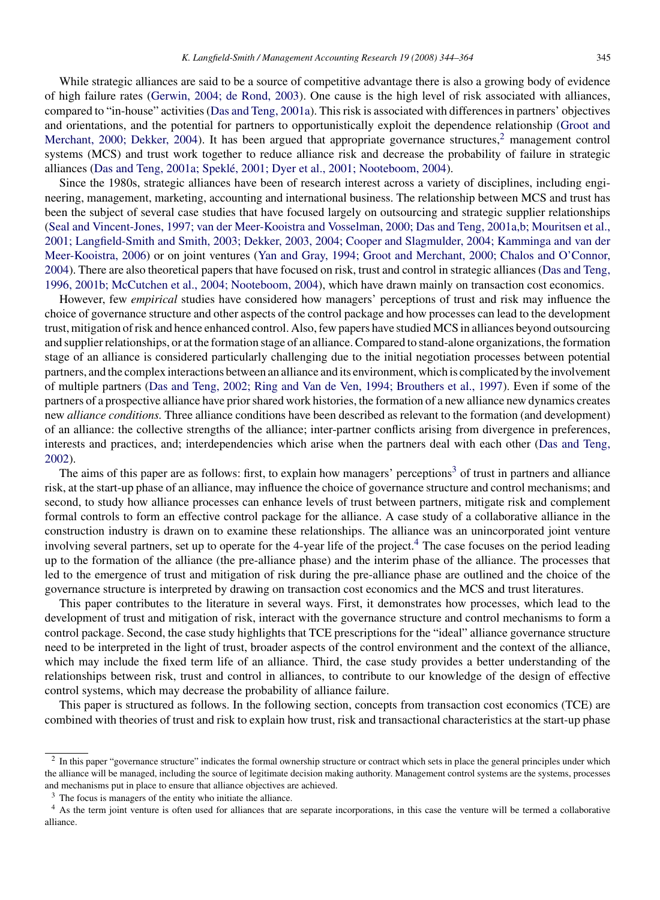While strategic alliances are said to be a source of competitive advantage there is also a growing body of evidence of high failure rates (Gerwin, 2004; de Rond, 2003). One cause is the high level of risk associated with alliances, compared to "in-house" activities (Das and Teng, 2001a). This risk is associated with differences in partners' objectives and orientations, and the potential for partners to opportunistically exploit the dependence relationship (Groot and Merchant, 2000; Dekker, 2004). It has been argued that appropriate governance structures,[2] management control systems (MCS) and trust work together to reduce alliance risk and decrease the probability of failure in strategic alliances (Das and Teng, 2001a; Speklé, 2001; Dyer et al., 2001; Nooteboom, 2004).

Since the 1980s, strategic alliances have been of research interest across a variety of disciplines, including engineering, management, marketing, accounting and international business. The relationship between MCS and trust has been the subject of several case studies that have focused largely on outsourcing and strategic supplier relationships (Seal and Vincent-Jones, 1997; van der Meer-Kooistra and Vosselman, 2000; Das and Teng, 2001a,b; Mouritsen et al., 2001; Langfield-Smith and Smith, 2003; Dekker, 2003, 2004; Cooper and Slagmulder, 2004; Kamminga and van der Meer-Kooistra, 2006) or on joint ventures (Yan and Gray, 1994; Groot and Merchant, 2000; Chalos and O'Connor, 2004). There are also theoretical papers that have focused on risk, trust and control in strategic alliances (Das and Teng, 1996, 2001b; McCutchen et al., 2004; Nooteboom, 2004), which have drawn mainly on transaction cost economics.

However, few *empirical* studies have considered how managers' perceptions of trust and risk may influence the choice of governance structure and other aspects of the control package and how processes can lead to the development trust, mitigation of risk and hence enhanced control. Also, few papers have studied MCS in alliances beyond outsourcing and supplier relationships, or at the formation stage of an alliance. Compared to stand-alone organizations, the formation stage of an alliance is considered particularly challenging due to the initial negotiation processes between potential partners, and the complex interactions between an alliance and its environment, which is complicated by the involvement of multiple partners (Das and Teng, 2002; Ring and Van de Ven, 1994; Brouthers et al., 1997). Even if some of the partners of a prospective alliance have prior shared work histories, the formation of a new alliance new dynamics creates new *alliance conditions*. Three alliance conditions have been described as relevant to the formation (and development) of an alliance: the collective strengths of the alliance; inter-partner conflicts arising from divergence in preferences, interests and practices, and; interdependencies which arise when the partners deal with each other (Das and Teng, 2002).

The aims of this paper are as follows: first, to explain how managers' perceptions[3] of trust in partners and alliance risk, at the start-up phase of an alliance, may influence the choice of governance structure and control mechanisms; and second, to study how alliance processes can enhance levels of trust between partners, mitigate risk and complement formal controls to form an effective control package for the alliance. A case study of a collaborative alliance in the construction industry is drawn on to examine these relationships. The alliance was an unincorporated joint venture involving several partners, set up to operate for the 4-year life of the project.[4] The case focuses on the period leading up to the formation of the alliance (the pre-alliance phase) and the interim phase of the alliance. The processes that led to the emergence of trust and mitigation of risk during the pre-alliance phase are outlined and the choice of the governance structure is interpreted by drawing on transaction cost economics and the MCS and trust literatures.

This paper contributes to the literature in several ways. First, it demonstrates how processes, which lead to the development of trust and mitigation of risk, interact with the governance structure and control mechanisms to form a control package. Second, the case study highlights that TCE prescriptions for the "ideal" alliance governance structure need to be interpreted in the light of trust, broader aspects of the control environment and the context of the alliance, which may include the fixed term life of an alliance. Third, the case study provides a better understanding of the relationships between risk, trust and control in alliances, to contribute to our knowledge of the design of effective control systems, which may decrease the probability of alliance failure.

This paper is structured as follows. In the following section, concepts from transaction cost economics (TCE) are combined with theories of trust and risk to explain how trust, risk and transactional characteristics at the start-up phase

---

[2] In this paper "governance structure" indicates the formal ownership structure or contract which sets in place the general principles under which the alliance will be managed, including the source of legitimate decision making authority. Management control systems are the systems, processes and mechanisms put in place to ensure that alliance objectives are achieved.

[3] The focus is managers of the entity who initiate the alliance.

[4] As the term joint venture is often used for alliances that are separate incorporations, in this case the venture will be termed a collaborative alliance.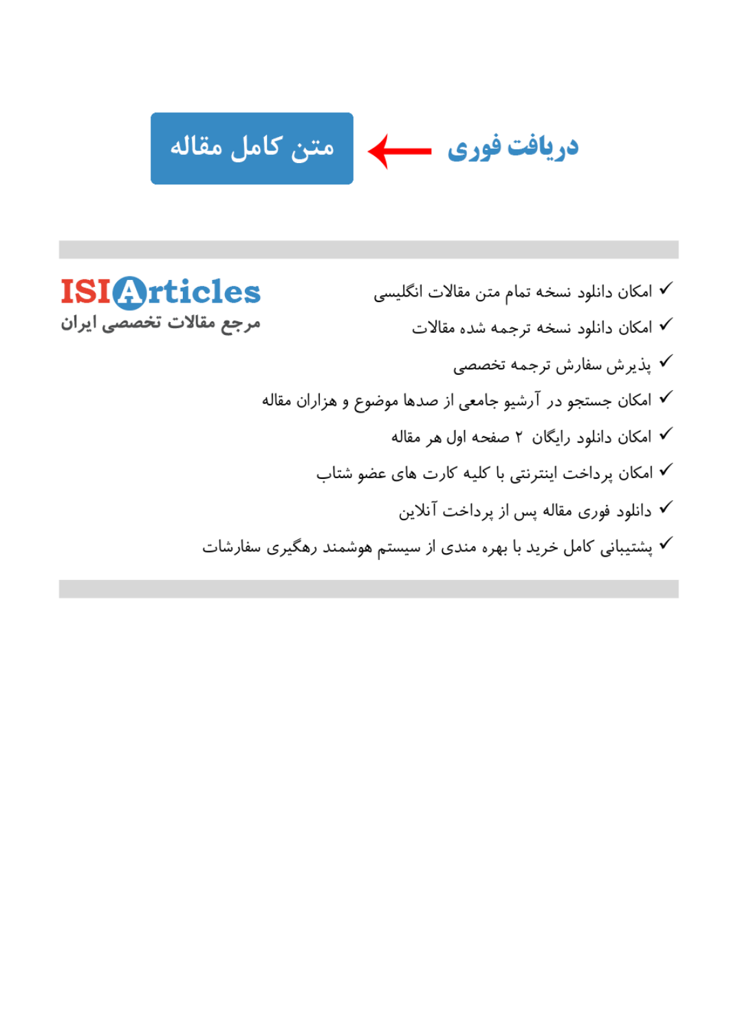دریافت فوری ← **متن کامل مقاله**

**ISIArticles**
مرجع مقالات تخصصی ایران

- ✓ امکان دانلود نسخه تمام متن مقالات انگلیسی
- ✓ امکان دانلود نسخه ترجمه شده مقالات
- ✓ پذیرش سفارش ترجمه تخصصی
- ✓ امکان جستجو در آرشیو جامعی از صدها موضوع و هزاران مقاله
- ✓ امکان دانلود رایگان ۲ صفحه اول هر مقاله
- ✓ امکان پرداخت اینترنتی با کلیه کارت های عضو شتاب
- ✓ دانلود فوری مقاله پس از پرداخت آنلاین
- ✓ پشتیبانی کامل خرید با بهره مندی از سیستم هوشمند رهگیری سفارشات